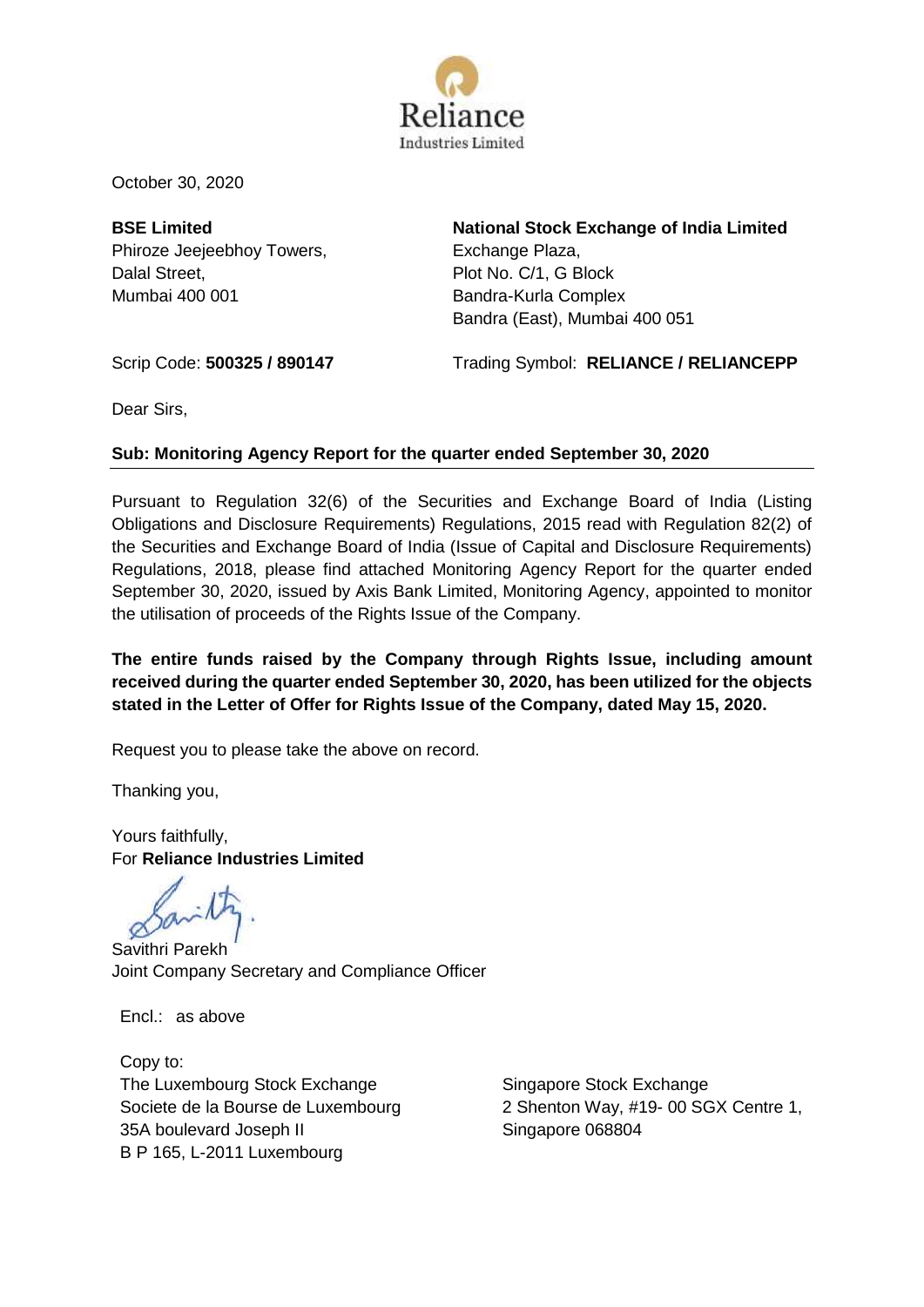Reliance Industries Limited

October 30, 2020

**BSE Limited**
Phiroze Jeejeebhoy Towers,
Dalal Street,
Mumbai 400 001

**National Stock Exchange of India Limited**
Exchange Plaza,
Plot No. C/1, G Block
Bandra-Kurla Complex
Bandra (East), Mumbai 400 051

Scrip Code: **500325 / 890147**

Trading Symbol: **RELIANCE / RELIANCEPP**

Dear Sirs,

**Sub: Monitoring Agency Report for the quarter ended September 30, 2020**

Pursuant to Regulation 32(6) of the Securities and Exchange Board of India (Listing Obligations and Disclosure Requirements) Regulations, 2015 read with Regulation 82(2) of the Securities and Exchange Board of India (Issue of Capital and Disclosure Requirements) Regulations, 2018, please find attached Monitoring Agency Report for the quarter ended September 30, 2020, issued by Axis Bank Limited, Monitoring Agency, appointed to monitor the utilisation of proceeds of the Rights Issue of the Company.

**The entire funds raised by the Company through Rights Issue, including amount received during the quarter ended September 30, 2020, has been utilized for the objects stated in the Letter of Offer for Rights Issue of the Company, dated May 15, 2020.**

Request you to please take the above on record.

Thanking you,

Yours faithfully,
For **Reliance Industries Limited**

Savithri Parekh
Joint Company Secretary and Compliance Officer

Encl.: as above

Copy to:

The Luxembourg Stock Exchange
Societe de la Bourse de Luxembourg
35A boulevard Joseph II
B P 165, L-2011 Luxembourg

Singapore Stock Exchange
2 Shenton Way, #19- 00 SGX Centre 1,
Singapore 068804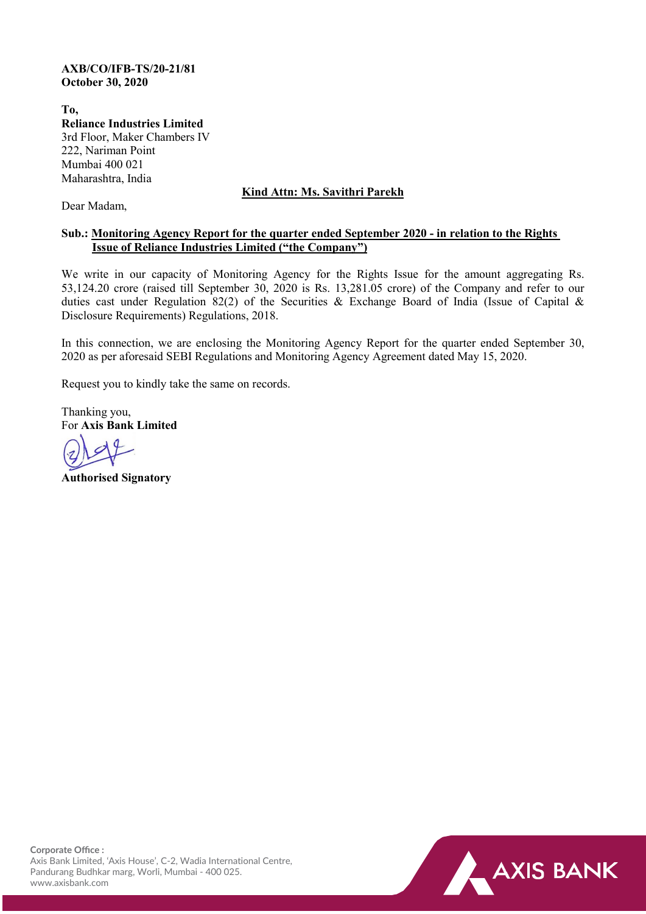**AXB/CO/IFB-TS/20-21/81**
**October 30, 2020**

**To,**
**Reliance Industries Limited**
3rd Floor, Maker Chambers IV
222, Nariman Point
Mumbai 400 021
Maharashtra, India

**Kind Attn: Ms. Savithri Parekh**

Dear Madam,

**Sub.: Monitoring Agency Report for the quarter ended September 2020 - in relation to the Rights Issue of Reliance Industries Limited ("the Company")**

We write in our capacity of Monitoring Agency for the Rights Issue for the amount aggregating Rs. 53,124.20 crore (raised till September 30, 2020 is Rs. 13,281.05 crore) of the Company and refer to our duties cast under Regulation 82(2) of the Securities & Exchange Board of India (Issue of Capital & Disclosure Requirements) Regulations, 2018.

In this connection, we are enclosing the Monitoring Agency Report for the quarter ended September 30, 2020 as per aforesaid SEBI Regulations and Monitoring Agency Agreement dated May 15, 2020.

Request you to kindly take the same on records.

Thanking you,
For **Axis Bank Limited**

**Authorised Signatory**

**Corporate Office :**
Axis Bank Limited, 'Axis House', C-2, Wadia International Centre,
Pandurang Budhkar marg, Worli, Mumbai - 400 025.
www.axisbank.com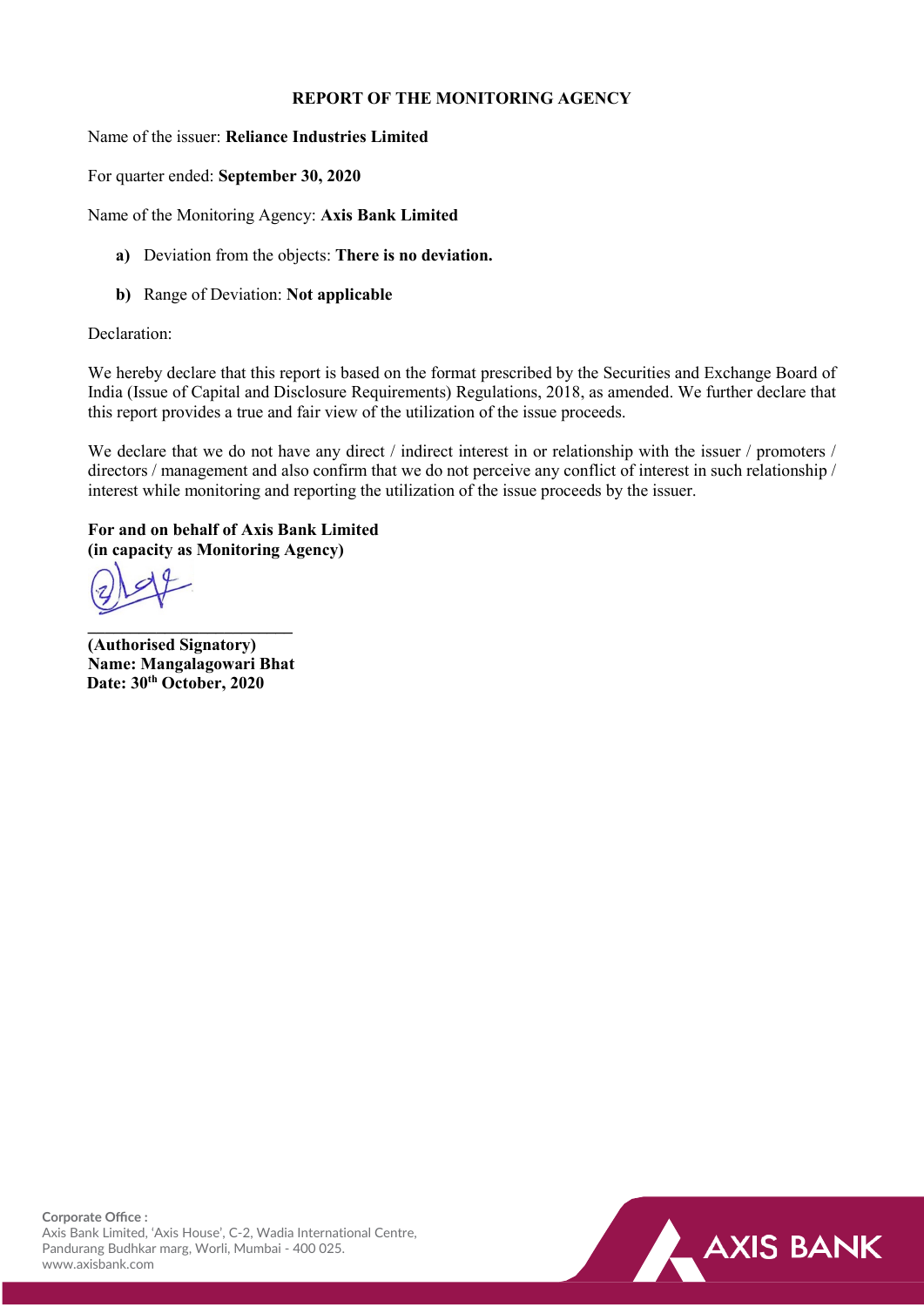# REPORT OF THE MONITORING AGENCY

Name of the issuer: **Reliance Industries Limited**

For quarter ended: **September 30, 2020**

Name of the Monitoring Agency: **Axis Bank Limited**

**a)** Deviation from the objects: **There is no deviation.**

**b)** Range of Deviation: **Not applicable**

Declaration:

We hereby declare that this report is based on the format prescribed by the Securities and Exchange Board of India (Issue of Capital and Disclosure Requirements) Regulations, 2018, as amended. We further declare that this report provides a true and fair view of the utilization of the issue proceeds.

We declare that we do not have any direct / indirect interest in or relationship with the issuer / promoters / directors / management and also confirm that we do not perceive any conflict of interest in such relationship / interest while monitoring and reporting the utilization of the issue proceeds by the issuer.

**For and on behalf of Axis Bank Limited**
**(in capacity as Monitoring Agency)**

**(Authorised Signatory)**
**Name: Mangalagowari Bhat**
**Date: 30th October, 2020**

**Corporate Office :**
Axis Bank Limited, 'Axis House', C-2, Wadia International Centre,
Pandurang Budhkar marg, Worli, Mumbai - 400 025.
www.axisbank.com

AXIS BANK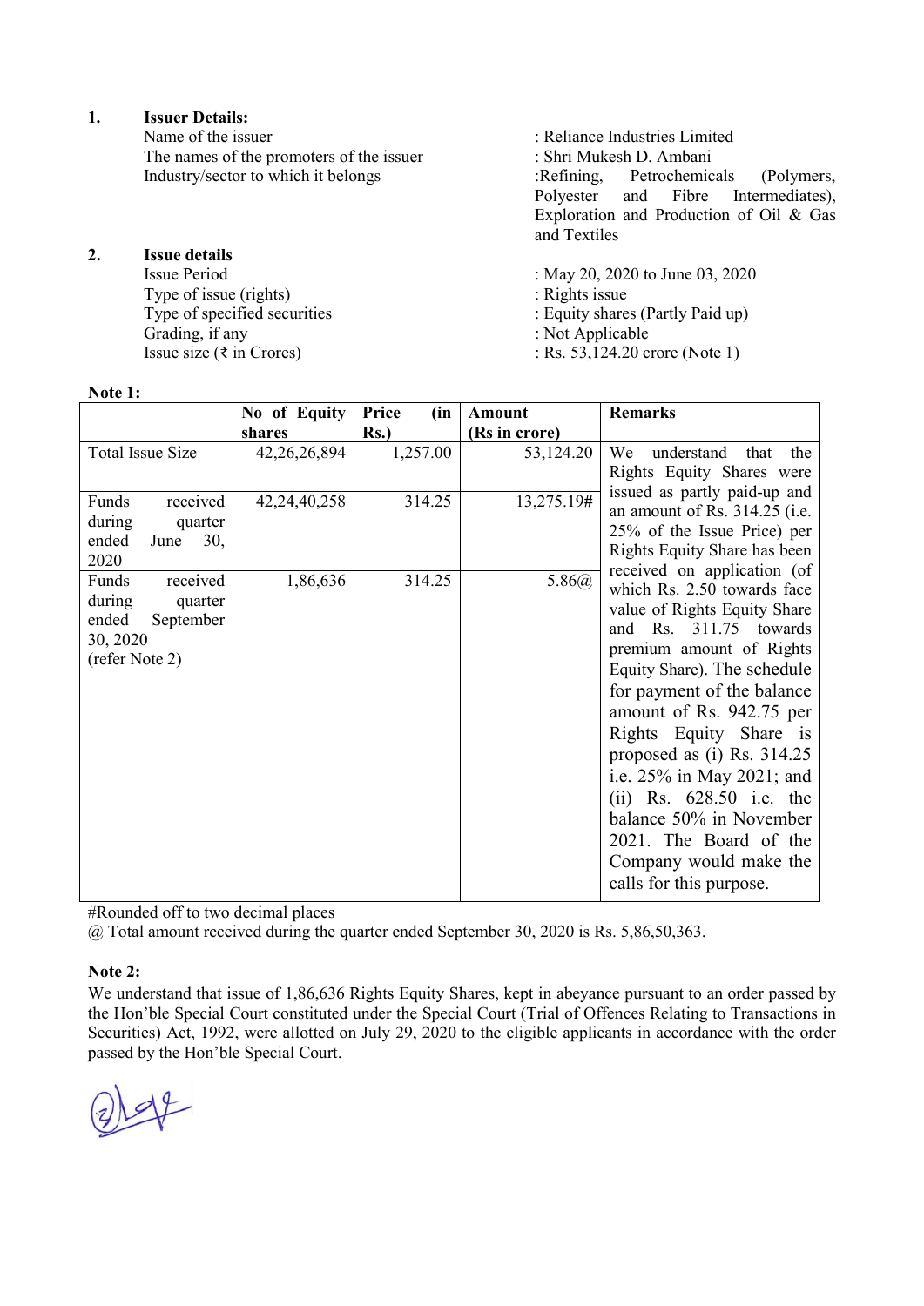1. **Issuer Details:**

| | |
|---|---|
| Name of the issuer | : Reliance Industries Limited |
| The names of the promoters of the issuer | : Shri Mukesh D. Ambani |
| Industry/sector to which it belongs | :Refining, Petrochemicals (Polymers, Polyester and Fibre Intermediates), Exploration and Production of Oil & Gas and Textiles |

2. **Issue details**

| | |
|---|---|
| Issue Period | : May 20, 2020 to June 03, 2020 |
| Type of issue (rights) | : Rights issue |
| Type of specified securities | : Equity shares (Partly Paid up) |
| Grading, if any | : Not Applicable |
| Issue size (₹ in Crores) | : Rs. 53,124.20 crore (Note 1) |

**Note 1:**

| | No of Equity shares | Price (in Rs.) | Amount (Rs in crore) | Remarks |
|---|---|---|---|---|
| Total Issue Size | 42,26,26,894 | 1,257.00 | 53,124.20 | We understand that the Rights Equity Shares were issued as partly paid-up and an amount of Rs. 314.25 (i.e. 25% of the Issue Price) per Rights Equity Share has been received on application (of which Rs. 2.50 towards face value of Rights Equity Share and Rs. 311.75 towards premium amount of Rights Equity Share). The schedule for payment of the balance amount of Rs. 942.75 per Rights Equity Share is proposed as (i) Rs. 314.25 i.e. 25% in May 2021; and (ii) Rs. 628.50 i.e. the balance 50% in November 2021. The Board of the Company would make the calls for this purpose. |
| Funds received during quarter ended June 30, 2020 | 42,24,40,258 | 314.25 | 13,275.19# | |
| Funds received during quarter ended September 30, 2020 (refer Note 2) | 1,86,636 | 314.25 | 5.86@ | |

#Rounded off to two decimal places

@ Total amount received during the quarter ended September 30, 2020 is Rs. 5,86,50,363.

**Note 2:**

We understand that issue of 1,86,636 Rights Equity Shares, kept in abeyance pursuant to an order passed by the Hon'ble Special Court constituted under the Special Court (Trial of Offences Relating to Transactions in Securities) Act, 1992, were allotted on July 29, 2020 to the eligible applicants in accordance with the order passed by the Hon'ble Special Court.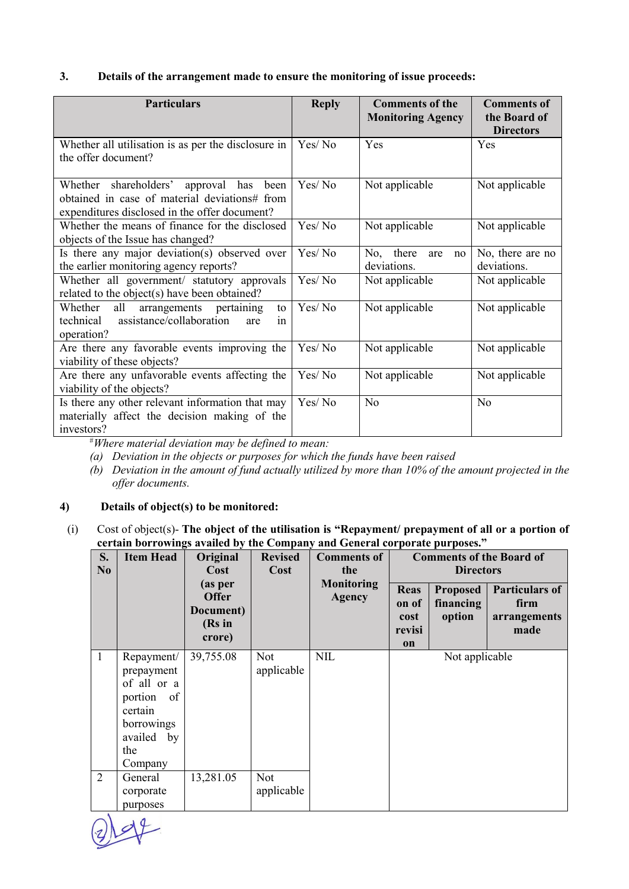3. **Details of the arrangement made to ensure the monitoring of issue proceeds:**

| Particulars | Reply | Comments of the Monitoring Agency | Comments of the Board of Directors |
|---|---|---|---|
| Whether all utilisation is as per the disclosure in the offer document? | Yes/ No | Yes | Yes |
| Whether shareholders' approval has been obtained in case of material deviations# from expenditures disclosed in the offer document? | Yes/ No | Not applicable | Not applicable |
| Whether the means of finance for the disclosed objects of the Issue has changed? | Yes/ No | Not applicable | Not applicable |
| Is there any major deviation(s) observed over the earlier monitoring agency reports? | Yes/ No | No, there are no deviations. | No, there are no deviations. |
| Whether all government/ statutory approvals related to the object(s) have been obtained? | Yes/ No | Not applicable | Not applicable |
| Whether all arrangements pertaining to technical assistance/collaboration are in operation? | Yes/ No | Not applicable | Not applicable |
| Are there any favorable events improving the viability of these objects? | Yes/ No | Not applicable | Not applicable |
| Are there any unfavorable events affecting the viability of the objects? | Yes/ No | Not applicable | Not applicable |
| Is there any other relevant information that may materially affect the decision making of the investors? | Yes/ No | No | No |

[#]*Where material deviation may be defined to mean:*

*(a) Deviation in the objects or purposes for which the funds have been raised*

*(b) Deviation in the amount of fund actually utilized by more than 10% of the amount projected in the offer documents.*

4) **Details of object(s) to be monitored:**

(i) Cost of object(s)- **The object of the utilisation is "Repayment/ prepayment of all or a portion of certain borrowings availed by the Company and General corporate purposes."**

| S. No | Item Head | Original Cost (as per Offer Document) (Rs in crore) | Revised Cost | Comments of the Monitoring Agency | Comments of the Board of Directors | | |
|---|---|---|---|---|---|---|---|
| | | | | | Reason of cost revision | Proposed financing option | Particulars of firm arrangements made |
| 1 | Repayment/ prepayment of all or a portion of certain borrowings availed by the Company | 39,755.08 | Not applicable | NIL | Not applicable | | |
| 2 | General corporate purposes | 13,281.05 | Not applicable | | | | |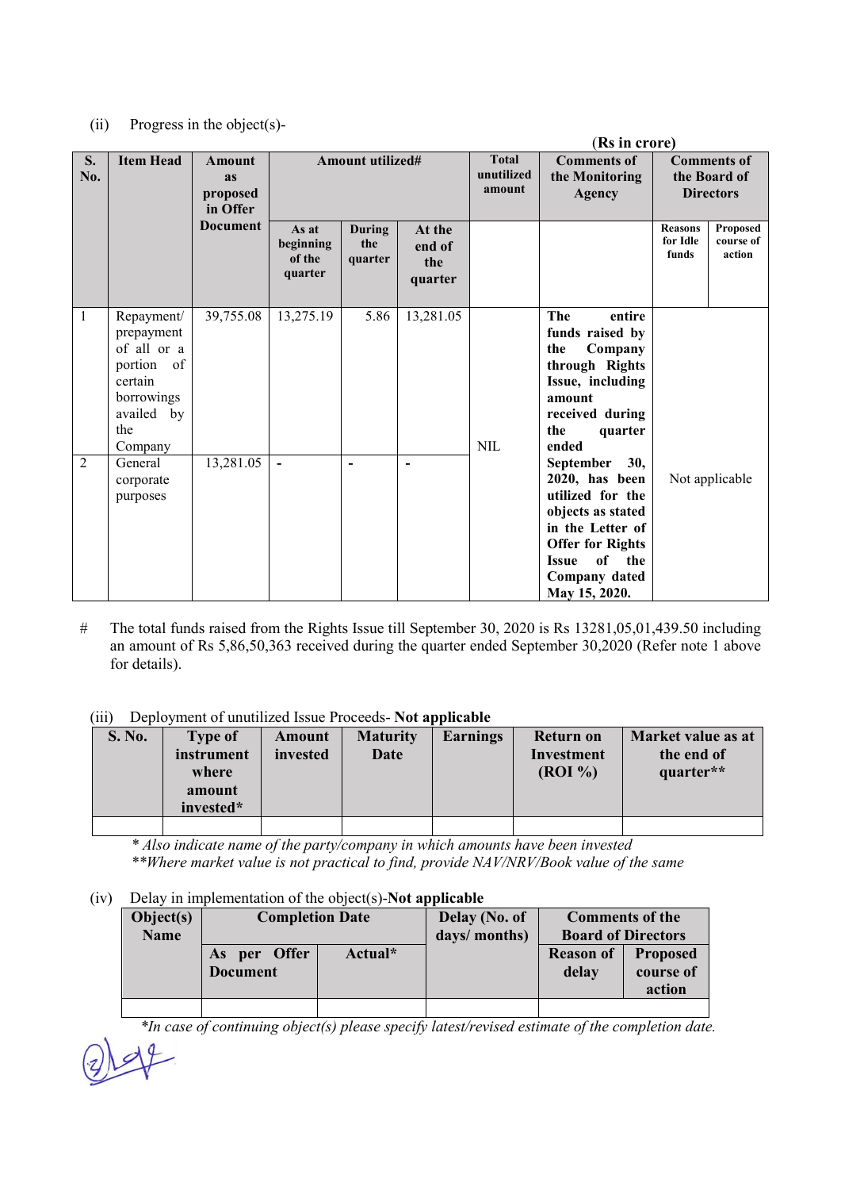(ii) Progress in the object(s)-

(**Rs in crore**)

| S. No. | Item Head | Amount as proposed in Offer Document | Amount utilized# | | | Total unutilized amount | Comments of the Monitoring Agency | Comments of the Board of Directors | |
|---|---|---|---|---|---|---|---|---|---|
| | | | As at beginning of the quarter | During the quarter | At the end of the quarter | | | Reasons for Idle funds | Proposed course of action |
| 1 | Repayment/ prepayment of all or a portion of certain borrowings availed by the Company | 39,755.08 | 13,275.19 | 5.86 | 13,281.05 | NIL | **The entire funds raised by the Company through Rights Issue, including amount received during the quarter ended September 30, 2020, has been utilized for the objects as stated in the Letter of Offer for Rights Issue of the Company dated May 15, 2020.** | Not applicable | |
| 2 | General corporate purposes | 13,281.05 | - | - | - | | | | |

\# The total funds raised from the Rights Issue till September 30, 2020 is Rs 13281,05,01,439.50 including an amount of Rs 5,86,50,363 received during the quarter ended September 30,2020 (Refer note 1 above for details).

(iii) Deployment of unutilized Issue Proceeds- **Not applicable**

| S. No. | Type of instrument where amount invested* | Amount invested | Maturity Date | Earnings | Return on Investment (ROI %) | Market value as at the end of quarter** |
|---|---|---|---|---|---|---|
| | | | | | | |

*\* Also indicate name of the party/company in which amounts have been invested*

*\*\*Where market value is not practical to find, provide NAV/NRV/Book value of the same*

(iv) Delay in implementation of the object(s)-**Not applicable**

| Object(s) Name | Completion Date | | Delay (No. of days/ months) | Comments of the Board of Directors | |
|---|---|---|---|---|---|
| | As per Offer Document | Actual* | | Reason of delay | Proposed course of action |
| | | | | | |

*\*In case of continuing object(s) please specify latest/revised estimate of the completion date.*